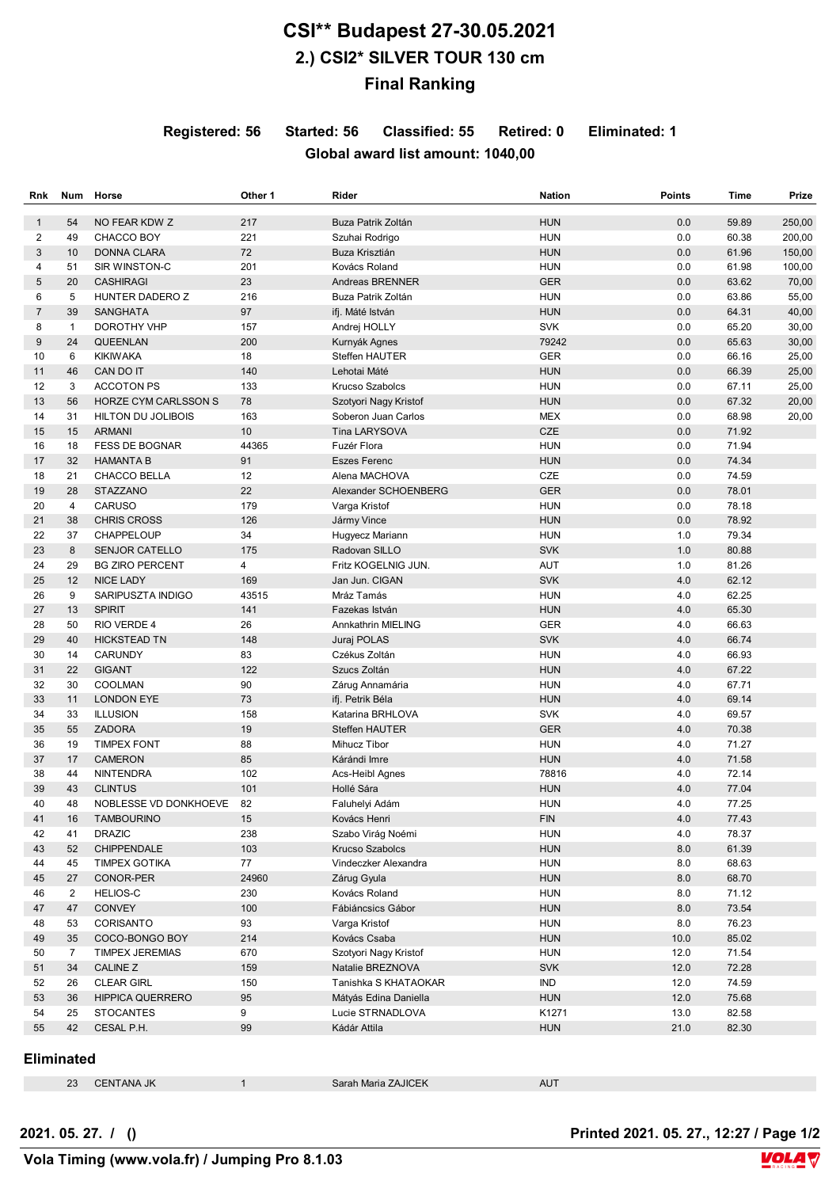# CSI** Budapest 27-30.05.2021

## 2.) CSI2* SILVER TOUR 130 cm

## Final Ranking

**Registered: 56 Started: 56 Classified: 55 Retired: 0 Eliminated: 1**

**Global award list amount: 1040,00**

| Rnk | Num | Horse | Other 1 | Rider | Nation | Points | Time | Prize |
|---|---|---|---|---|---|---|---|---|
| 1 | 54 | NO FEAR KDW Z | 217 | Buza Patrik Zoltán | HUN | 0.0 | 59.89 | 250,00 |
| 2 | 49 | CHACCO BOY | 221 | Szuhai Rodrigo | HUN | 0.0 | 60.38 | 200,00 |
| 3 | 10 | DONNA CLARA | 72 | Buza Krisztián | HUN | 0.0 | 61.96 | 150,00 |
| 4 | 51 | SIR WINSTON-C | 201 | Kovács Roland | HUN | 0.0 | 61.98 | 100,00 |
| 5 | 20 | CASHIRAGI | 23 | Andreas BRENNER | GER | 0.0 | 63.62 | 70,00 |
| 6 | 5 | HUNTER DADERO Z | 216 | Buza Patrik Zoltán | HUN | 0.0 | 63.86 | 55,00 |
| 7 | 39 | SANGHATA | 97 | ifj. Máté István | HUN | 0.0 | 64.31 | 40,00 |
| 8 | 1 | DOROTHY VHP | 157 | Andrej HOLLY | SVK | 0.0 | 65.20 | 30,00 |
| 9 | 24 | QUEENLAN | 200 | Kurnyák Agnes | 79242 | 0.0 | 65.63 | 30,00 |
| 10 | 6 | KIKIWAKA | 18 | Steffen HAUTER | GER | 0.0 | 66.16 | 25,00 |
| 11 | 46 | CAN DO IT | 140 | Lehotai Máté | HUN | 0.0 | 66.39 | 25,00 |
| 12 | 3 | ACCOTON PS | 133 | Krucso Szabolcs | HUN | 0.0 | 67.11 | 25,00 |
| 13 | 56 | HORZE CYM CARLSSON S | 78 | Szotyori Nagy Kristof | HUN | 0.0 | 67.32 | 20,00 |
| 14 | 31 | HILTON DU JOLIBOIS | 163 | Soberon Juan Carlos | MEX | 0.0 | 68.98 | 20,00 |
| 15 | 15 | ARMANI | 10 | Tina LARYSOVA | CZE | 0.0 | 71.92 | |
| 16 | 18 | FESS DE BOGNAR | 44365 | Fuzér Flora | HUN | 0.0 | 71.94 | |
| 17 | 32 | HAMANTA B | 91 | Eszes Ferenc | HUN | 0.0 | 74.34 | |
| 18 | 21 | CHACCO BELLA | 12 | Alena MACHOVA | CZE | 0.0 | 74.59 | |
| 19 | 28 | STAZZANO | 22 | Alexander SCHOENBERG | GER | 0.0 | 78.01 | |
| 20 | 4 | CARUSO | 179 | Varga Kristof | HUN | 0.0 | 78.18 | |
| 21 | 38 | CHRIS CROSS | 126 | Jármy Vince | HUN | 0.0 | 78.92 | |
| 22 | 37 | CHAPPELOUP | 34 | Hugyecz Mariann | HUN | 1.0 | 79.34 | |
| 23 | 8 | SENJOR CATELLO | 175 | Radovan SILLO | SVK | 1.0 | 80.88 | |
| 24 | 29 | BG ZIRO PERCENT | 4 | Fritz KOGELNIG JUN. | AUT | 1.0 | 81.26 | |
| 25 | 12 | NICE LADY | 169 | Jan Jun. CIGAN | SVK | 4.0 | 62.12 | |
| 26 | 9 | SARIPUSZTA INDIGO | 43515 | Mráz Tamás | HUN | 4.0 | 62.25 | |
| 27 | 13 | SPIRIT | 141 | Fazekas István | HUN | 4.0 | 65.30 | |
| 28 | 50 | RIO VERDE 4 | 26 | Annkathrin MIELING | GER | 4.0 | 66.63 | |
| 29 | 40 | HICKSTEAD TN | 148 | Juraj POLAS | SVK | 4.0 | 66.74 | |
| 30 | 14 | CARUNDY | 83 | Czékus Zoltán | HUN | 4.0 | 66.93 | |
| 31 | 22 | GIGANT | 122 | Szucs Zoltán | HUN | 4.0 | 67.22 | |
| 32 | 30 | COOLMAN | 90 | Zárug Annamária | HUN | 4.0 | 67.71 | |
| 33 | 11 | LONDON EYE | 73 | ifj. Petrik Béla | HUN | 4.0 | 69.14 | |
| 34 | 33 | ILLUSION | 158 | Katarina BRHLOVA | SVK | 4.0 | 69.57 | |
| 35 | 55 | ZADORA | 19 | Steffen HAUTER | GER | 4.0 | 70.38 | |
| 36 | 19 | TIMPEX FONT | 88 | Mihucz Tibor | HUN | 4.0 | 71.27 | |
| 37 | 17 | CAMERON | 85 | Kárándi Imre | HUN | 4.0 | 71.58 | |
| 38 | 44 | NINTENDRA | 102 | Acs-Heibl Agnes | 78816 | 4.0 | 72.14 | |
| 39 | 43 | CLINTUS | 101 | Hollé Sára | HUN | 4.0 | 77.04 | |
| 40 | 48 | NOBLESSE VD DONKHOEVE | 82 | Faluhelyi Adám | HUN | 4.0 | 77.25 | |
| 41 | 16 | TAMBOURINO | 15 | Kovács Henri | FIN | 4.0 | 77.43 | |
| 42 | 41 | DRAZIC | 238 | Szabo Virág Noémi | HUN | 4.0 | 78.37 | |
| 43 | 52 | CHIPPENDALE | 103 | Krucso Szabolcs | HUN | 8.0 | 61.39 | |
| 44 | 45 | TIMPEX GOTIKA | 77 | Vindeczker Alexandra | HUN | 8.0 | 68.63 | |
| 45 | 27 | CONOR-PER | 24960 | Zárug Gyula | HUN | 8.0 | 68.70 | |
| 46 | 2 | HELIOS-C | 230 | Kovács Roland | HUN | 8.0 | 71.12 | |
| 47 | 47 | CONVEY | 100 | Fábiáncsics Gábor | HUN | 8.0 | 73.54 | |
| 48 | 53 | CORISANTO | 93 | Varga Kristof | HUN | 8.0 | 76.23 | |
| 49 | 35 | COCO-BONGO BOY | 214 | Kovács Csaba | HUN | 10.0 | 85.02 | |
| 50 | 7 | TIMPEX JEREMIAS | 670 | Szotyori Nagy Kristof | HUN | 12.0 | 71.54 | |
| 51 | 34 | CALINE Z | 159 | Natalie BREZNOVA | SVK | 12.0 | 72.28 | |
| 52 | 26 | CLEAR GIRL | 150 | Tanishka S KHATAOKAR | IND | 12.0 | 74.59 | |
| 53 | 36 | HIPPICA QUERRERO | 95 | Mátyás Edina Daniella | HUN | 12.0 | 75.68 | |
| 54 | 25 | STOCANTES | 9 | Lucie STRNADLOVA | K1271 | 13.0 | 82.58 | |
| 55 | 42 | CESAL P.H. | 99 | Kádár Attila | HUN | 21.0 | 82.30 | |

## Eliminated

| Rnk | Num | Horse | Other 1 | Rider | Nation | Points | Time | Prize |
|---|---|---|---|---|---|---|---|---|
| | 23 | CENTANA JK | 1 | Sarah Maria ZAJICEK | AUT | | | |

**2021. 05. 27. / ()**

**Printed 2021. 05. 27., 12:27**

**Vola Timing (www.vola.fr) / Jumping Pro 8.1.03**